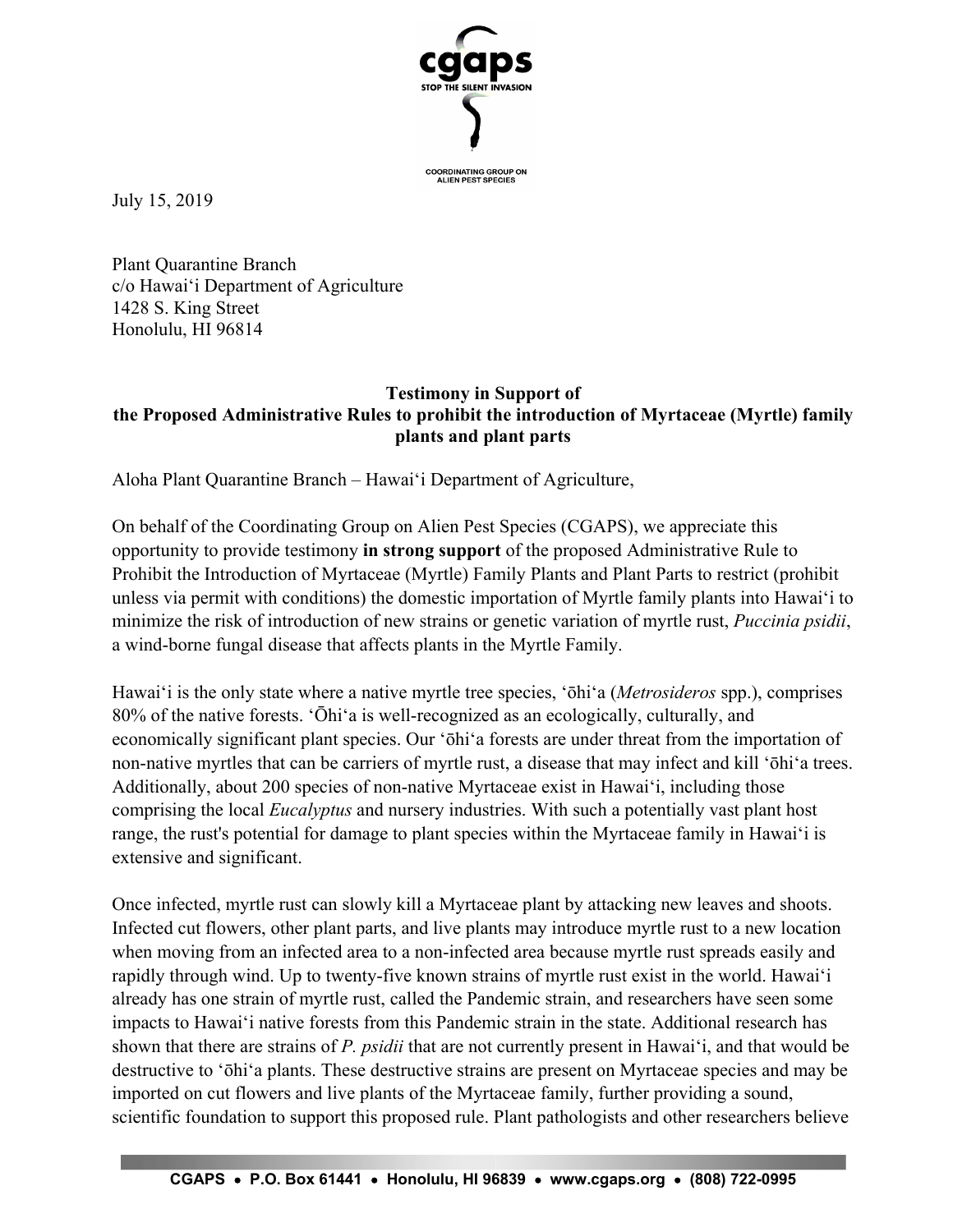July 15, 2019

Plant Quarantine Branch
c/o Hawaiʻi Department of Agriculture
1428 S. King Street
Honolulu, HI 96814

**Testimony in Support of**
**the Proposed Administrative Rules to prohibit the introduction of Myrtaceae (Myrtle) family plants and plant parts**

Aloha Plant Quarantine Branch – Hawaiʻi Department of Agriculture,

On behalf of the Coordinating Group on Alien Pest Species (CGAPS), we appreciate this opportunity to provide testimony **in strong support** of the proposed Administrative Rule to Prohibit the Introduction of Myrtaceae (Myrtle) Family Plants and Plant Parts to restrict (prohibit unless via permit with conditions) the domestic importation of Myrtle family plants into Hawaiʻi to minimize the risk of introduction of new strains or genetic variation of myrtle rust, *Puccinia psidii*, a wind-borne fungal disease that affects plants in the Myrtle Family.

Hawaiʻi is the only state where a native myrtle tree species, ʻōhiʻa (*Metrosideros* spp.), comprises 80% of the native forests. ʻŌhiʻa is well-recognized as an ecologically, culturally, and economically significant plant species. Our ʻōhiʻa forests are under threat from the importation of non-native myrtles that can be carriers of myrtle rust, a disease that may infect and kill ʻōhiʻa trees. Additionally, about 200 species of non-native Myrtaceae exist in Hawaiʻi, including those comprising the local *Eucalyptus* and nursery industries. With such a potentially vast plant host range, the rust's potential for damage to plant species within the Myrtaceae family in Hawaiʻi is extensive and significant.

Once infected, myrtle rust can slowly kill a Myrtaceae plant by attacking new leaves and shoots. Infected cut flowers, other plant parts, and live plants may introduce myrtle rust to a new location when moving from an infected area to a non-infected area because myrtle rust spreads easily and rapidly through wind. Up to twenty-five known strains of myrtle rust exist in the world. Hawaiʻi already has one strain of myrtle rust, called the Pandemic strain, and researchers have seen some impacts to Hawaiʻi native forests from this Pandemic strain in the state. Additional research has shown that there are strains of *P. psidii* that are not currently present in Hawaiʻi, and that would be destructive to ʻōhiʻa plants. These destructive strains are present on Myrtaceae species and may be imported on cut flowers and live plants of the Myrtaceae family, further providing a sound, scientific foundation to support this proposed rule. Plant pathologists and other researchers believe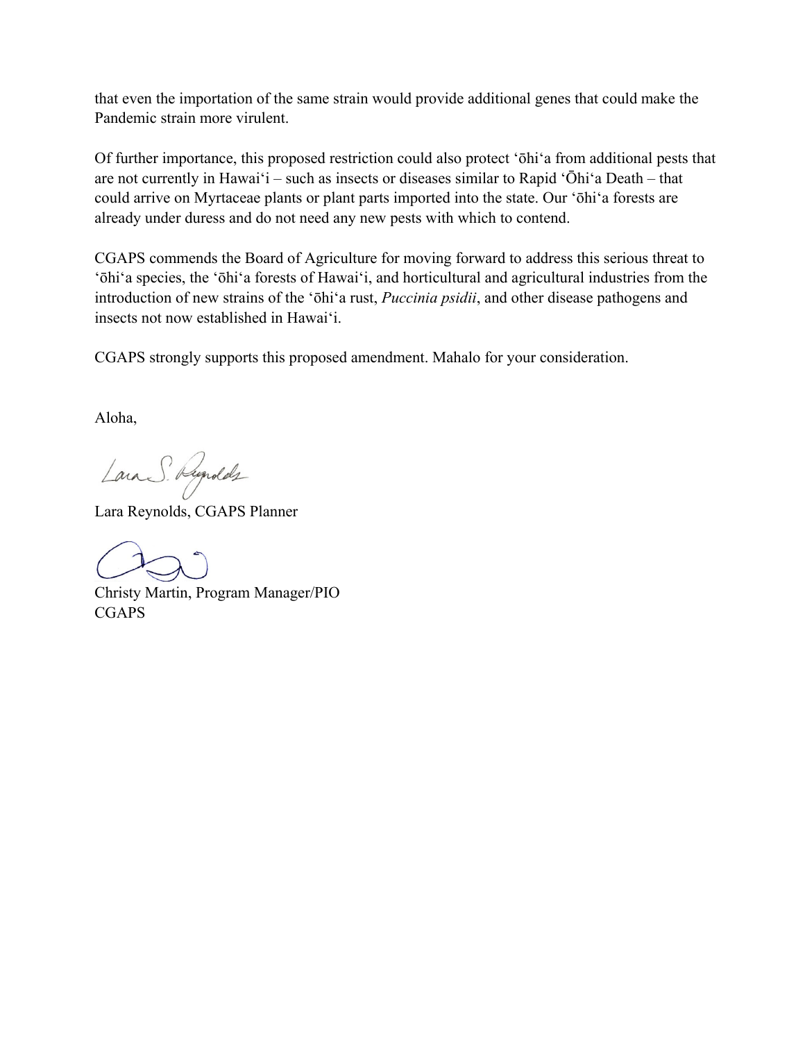that even the importation of the same strain would provide additional genes that could make the Pandemic strain more virulent.

Of further importance, this proposed restriction could also protect ʻōhiʻa from additional pests that are not currently in Hawaiʻi – such as insects or diseases similar to Rapid ʻŌhiʻa Death – that could arrive on Myrtaceae plants or plant parts imported into the state. Our ʻōhiʻa forests are already under duress and do not need any new pests with which to contend.

CGAPS commends the Board of Agriculture for moving forward to address this serious threat to ʻōhiʻa species, the ʻōhiʻa forests of Hawaiʻi, and horticultural and agricultural industries from the introduction of new strains of the ʻōhiʻa rust, *Puccinia psidii*, and other disease pathogens and insects not now established in Hawaiʻi.

CGAPS strongly supports this proposed amendment. Mahalo for your consideration.

Aloha,

Lara Reynolds, CGAPS Planner

Christy Martin, Program Manager/PIO
CGAPS